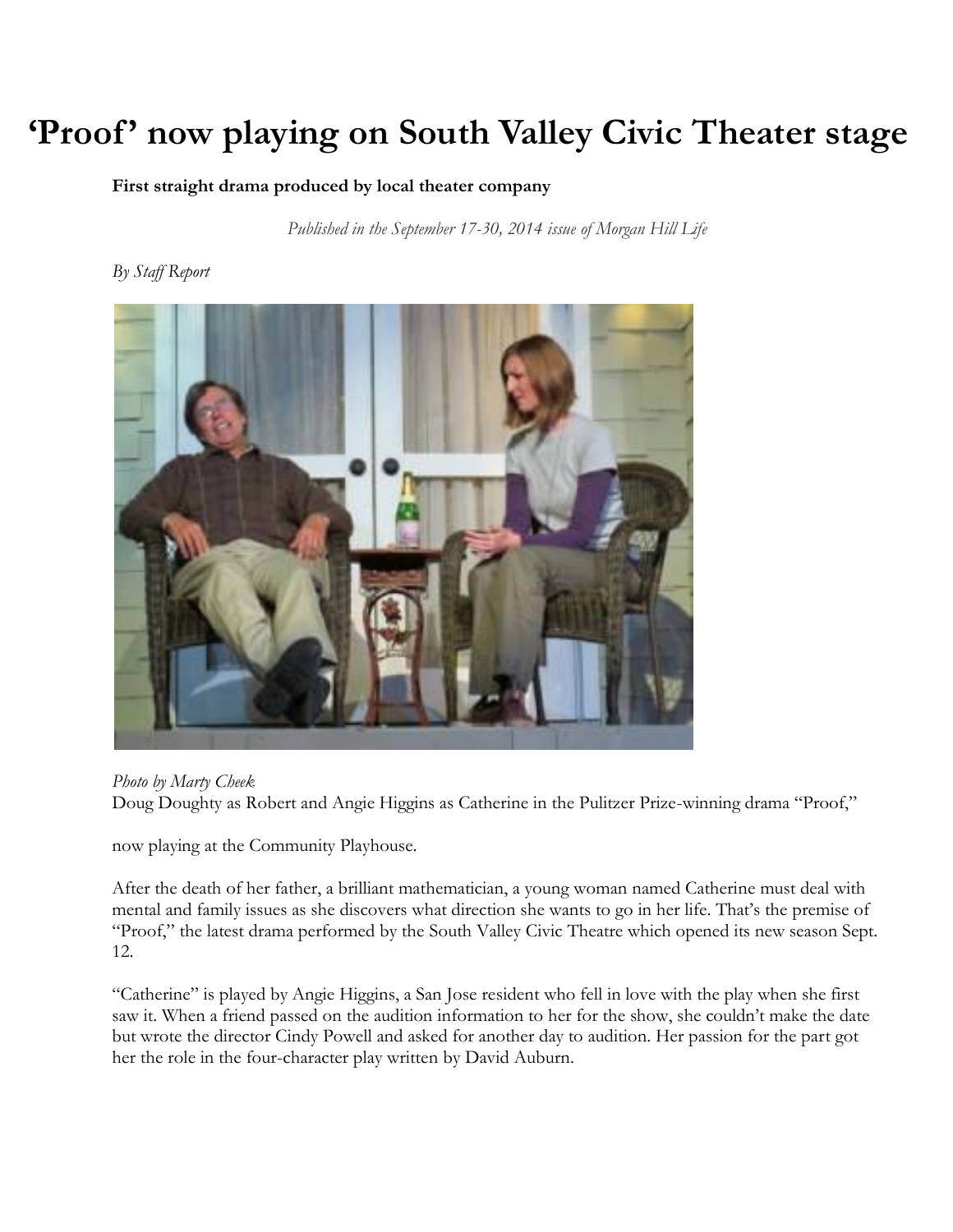# 'Proof' now playing on South Valley Civic Theater stage

**First straight drama produced by local theater company**

*Published in the September 17-30, 2014 issue of Morgan Hill Life*

*By Staff Report*

*Photo by Marty Cheek*
Doug Doughty as Robert and Angie Higgins as Catherine in the Pulitzer Prize-winning drama "Proof,"

now playing at the Community Playhouse.

After the death of her father, a brilliant mathematician, a young woman named Catherine must deal with mental and family issues as she discovers what direction she wants to go in her life. That's the premise of "Proof," the latest drama performed by the South Valley Civic Theatre which opened its new season Sept. 12.

"Catherine" is played by Angie Higgins, a San Jose resident who fell in love with the play when she first saw it. When a friend passed on the audition information to her for the show, she couldn't make the date but wrote the director Cindy Powell and asked for another day to audition. Her passion for the part got her the role in the four-character play written by David Auburn.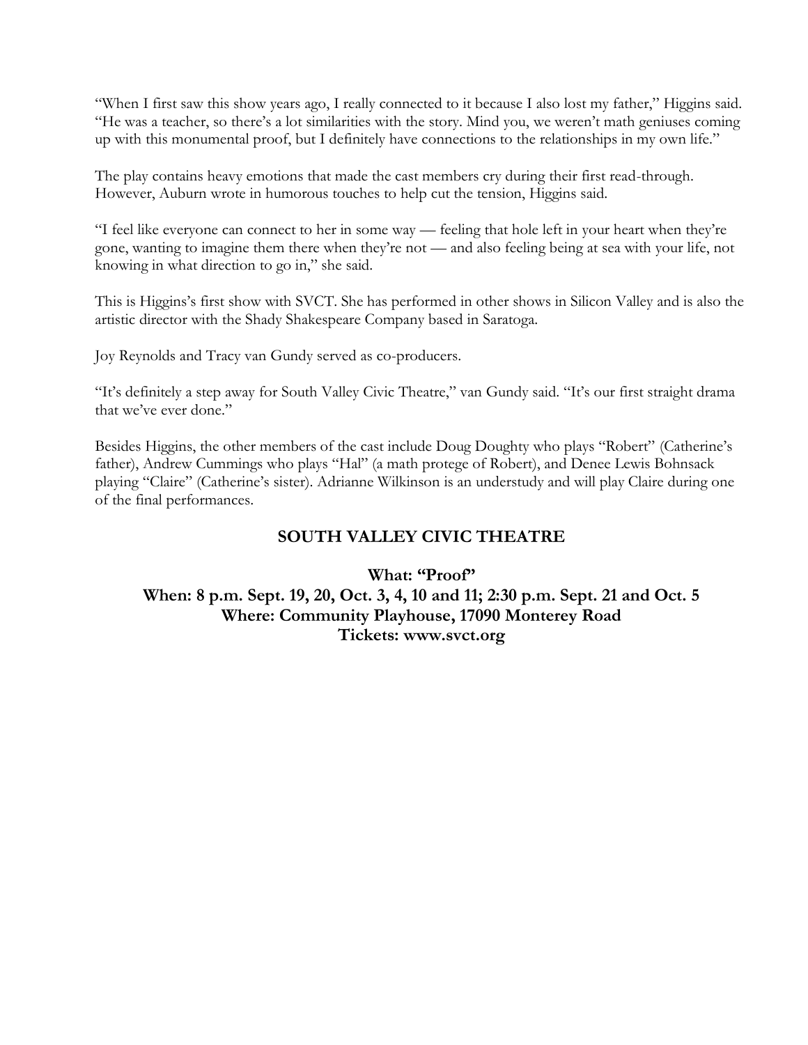"When I first saw this show years ago, I really connected to it because I also lost my father," Higgins said. "He was a teacher, so there's a lot similarities with the story. Mind you, we weren't math geniuses coming up with this monumental proof, but I definitely have connections to the relationships in my own life."

The play contains heavy emotions that made the cast members cry during their first read-through. However, Auburn wrote in humorous touches to help cut the tension, Higgins said.

"I feel like everyone can connect to her in some way — feeling that hole left in your heart when they're gone, wanting to imagine them there when they're not — and also feeling being at sea with your life, not knowing in what direction to go in," she said.

This is Higgins's first show with SVCT. She has performed in other shows in Silicon Valley and is also the artistic director with the Shady Shakespeare Company based in Saratoga.

Joy Reynolds and Tracy van Gundy served as co-producers.

"It's definitely a step away for South Valley Civic Theatre," van Gundy said. "It's our first straight drama that we've ever done."

Besides Higgins, the other members of the cast include Doug Doughty who plays "Robert" (Catherine's father), Andrew Cummings who plays "Hal" (a math protege of Robert), and Denee Lewis Bohnsack playing "Claire" (Catherine's sister). Adrianne Wilkinson is an understudy and will play Claire during one of the final performances.

## SOUTH VALLEY CIVIC THEATRE

**What: "Proof"**
**When: 8 p.m. Sept. 19, 20, Oct. 3, 4, 10 and 11; 2:30 p.m. Sept. 21 and Oct. 5**
**Where: Community Playhouse, 17090 Monterey Road**
**Tickets: www.svct.org**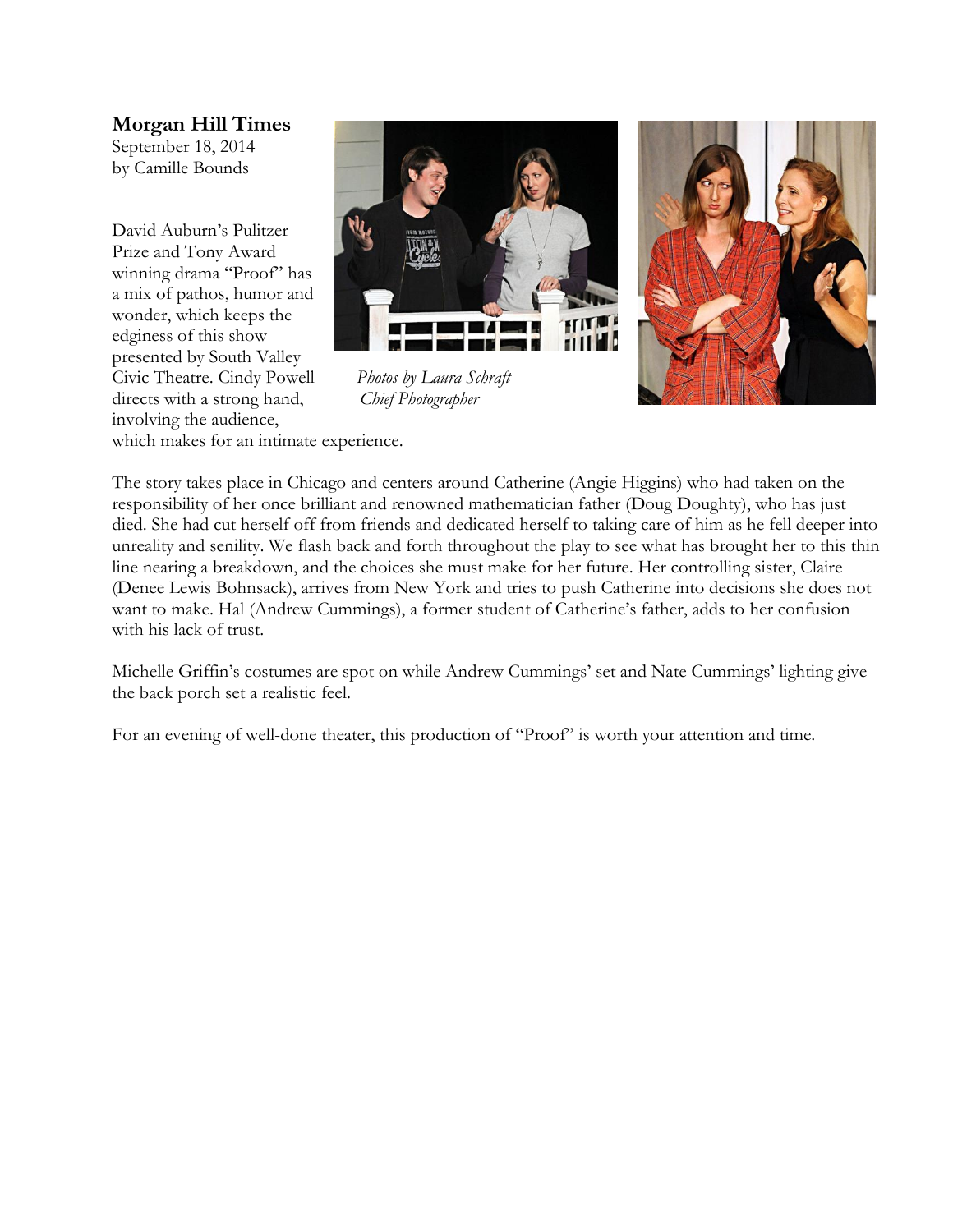**Morgan Hill Times**
September 18, 2014
by Camille Bounds

David Auburn's Pulitzer Prize and Tony Award winning drama "Proof" has a mix of pathos, humor and wonder, which keeps the edginess of this show presented by South Valley Civic Theatre. Cindy Powell directs with a strong hand, involving the audience, which makes for an intimate experience.

*Photos by Laura Schraft*
*Chief Photographer*

The story takes place in Chicago and centers around Catherine (Angie Higgins) who had taken on the responsibility of her once brilliant and renowned mathematician father (Doug Doughty), who has just died. She had cut herself off from friends and dedicated herself to taking care of him as he fell deeper into unreality and senility. We flash back and forth throughout the play to see what has brought her to this thin line nearing a breakdown, and the choices she must make for her future. Her controlling sister, Claire (Denee Lewis Bohnsack), arrives from New York and tries to push Catherine into decisions she does not want to make. Hal (Andrew Cummings), a former student of Catherine's father, adds to her confusion with his lack of trust.

Michelle Griffin's costumes are spot on while Andrew Cummings' set and Nate Cummings' lighting give the back porch set a realistic feel.

For an evening of well-done theater, this production of "Proof" is worth your attention and time.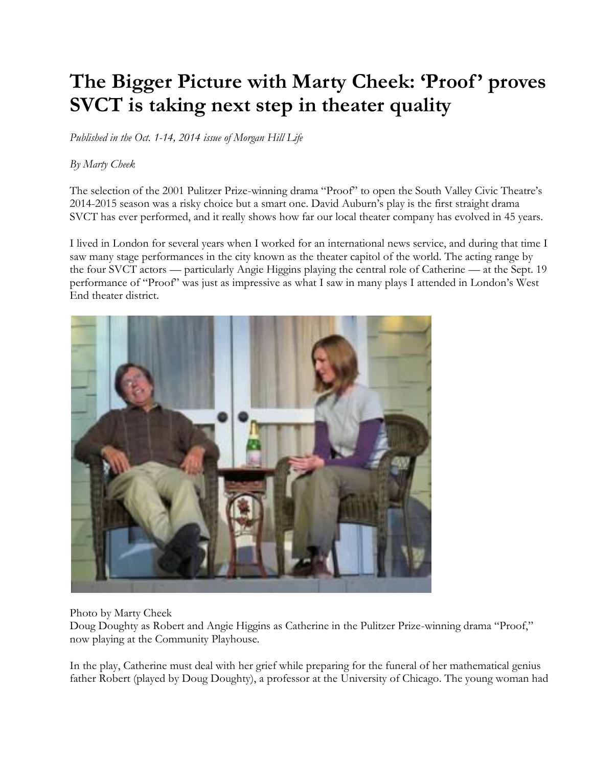# The Bigger Picture with Marty Cheek: 'Proof' proves SVCT is taking next step in theater quality

*Published in the Oct. 1-14, 2014 issue of Morgan Hill Life*

*By Marty Cheek*

The selection of the 2001 Pulitzer Prize-winning drama "Proof" to open the South Valley Civic Theatre's 2014-2015 season was a risky choice but a smart one. David Auburn's play is the first straight drama SVCT has ever performed, and it really shows how far our local theater company has evolved in 45 years.

I lived in London for several years when I worked for an international news service, and during that time I saw many stage performances in the city known as the theater capitol of the world. The acting range by the four SVCT actors — particularly Angie Higgins playing the central role of Catherine — at the Sept. 19 performance of "Proof" was just as impressive as what I saw in many plays I attended in London's West End theater district.

Photo by Marty Cheek
Doug Doughty as Robert and Angie Higgins as Catherine in the Pulitzer Prize-winning drama "Proof," now playing at the Community Playhouse.

In the play, Catherine must deal with her grief while preparing for the funeral of her mathematical genius father Robert (played by Doug Doughty), a professor at the University of Chicago. The young woman had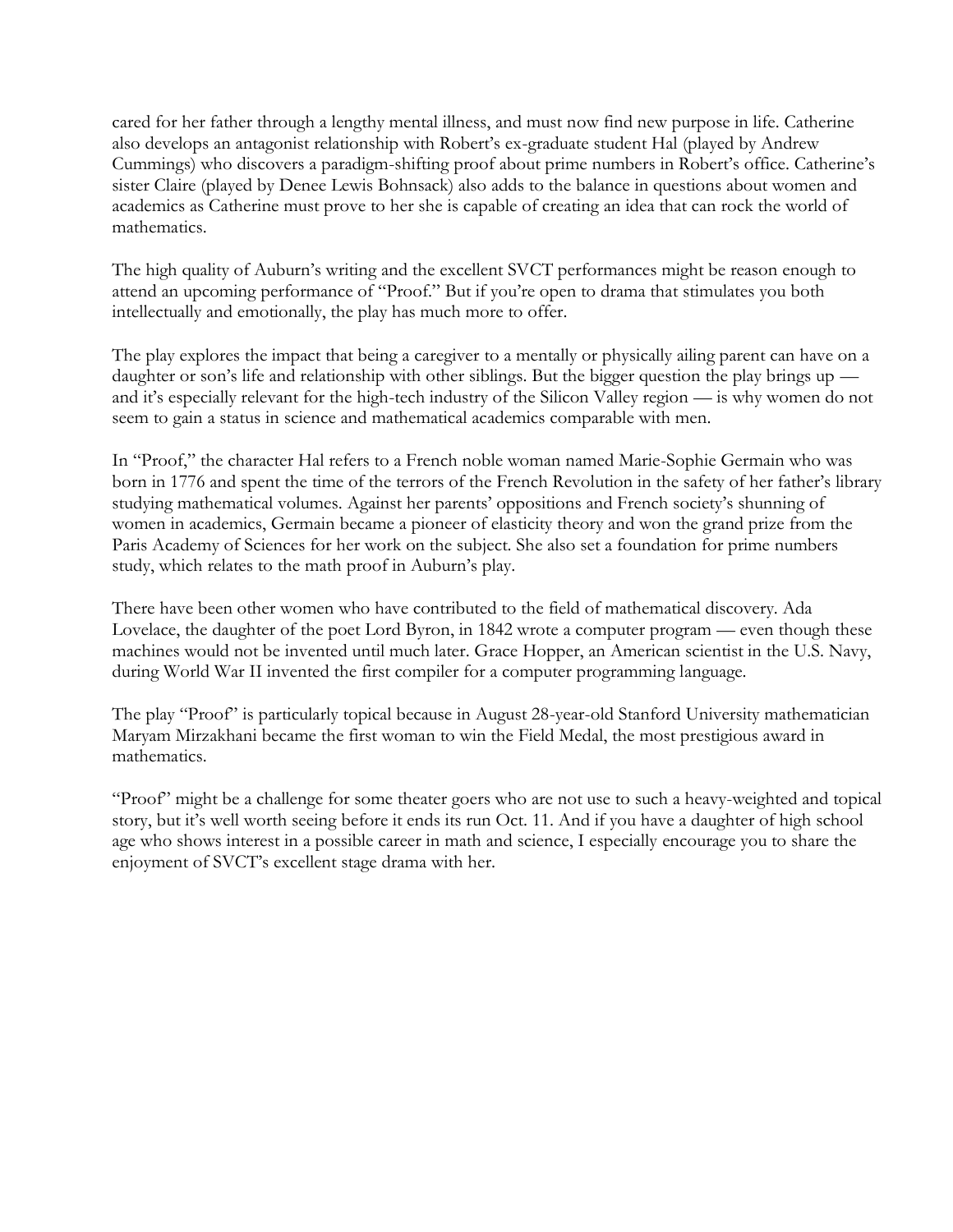cared for her father through a lengthy mental illness, and must now find new purpose in life. Catherine also develops an antagonist relationship with Robert's ex-graduate student Hal (played by Andrew Cummings) who discovers a paradigm-shifting proof about prime numbers in Robert's office. Catherine's sister Claire (played by Denee Lewis Bohnsack) also adds to the balance in questions about women and academics as Catherine must prove to her she is capable of creating an idea that can rock the world of mathematics.

The high quality of Auburn's writing and the excellent SVCT performances might be reason enough to attend an upcoming performance of "Proof." But if you're open to drama that stimulates you both intellectually and emotionally, the play has much more to offer.

The play explores the impact that being a caregiver to a mentally or physically ailing parent can have on a daughter or son's life and relationship with other siblings. But the bigger question the play brings up — and it's especially relevant for the high-tech industry of the Silicon Valley region — is why women do not seem to gain a status in science and mathematical academics comparable with men.

In "Proof," the character Hal refers to a French noble woman named Marie-Sophie Germain who was born in 1776 and spent the time of the terrors of the French Revolution in the safety of her father's library studying mathematical volumes. Against her parents' oppositions and French society's shunning of women in academics, Germain became a pioneer of elasticity theory and won the grand prize from the Paris Academy of Sciences for her work on the subject. She also set a foundation for prime numbers study, which relates to the math proof in Auburn's play.

There have been other women who have contributed to the field of mathematical discovery. Ada Lovelace, the daughter of the poet Lord Byron, in 1842 wrote a computer program — even though these machines would not be invented until much later. Grace Hopper, an American scientist in the U.S. Navy, during World War II invented the first compiler for a computer programming language.

The play "Proof" is particularly topical because in August 28-year-old Stanford University mathematician Maryam Mirzakhani became the first woman to win the Field Medal, the most prestigious award in mathematics.

"Proof" might be a challenge for some theater goers who are not use to such a heavy-weighted and topical story, but it's well worth seeing before it ends its run Oct. 11. And if you have a daughter of high school age who shows interest in a possible career in math and science, I especially encourage you to share the enjoyment of SVCT's excellent stage drama with her.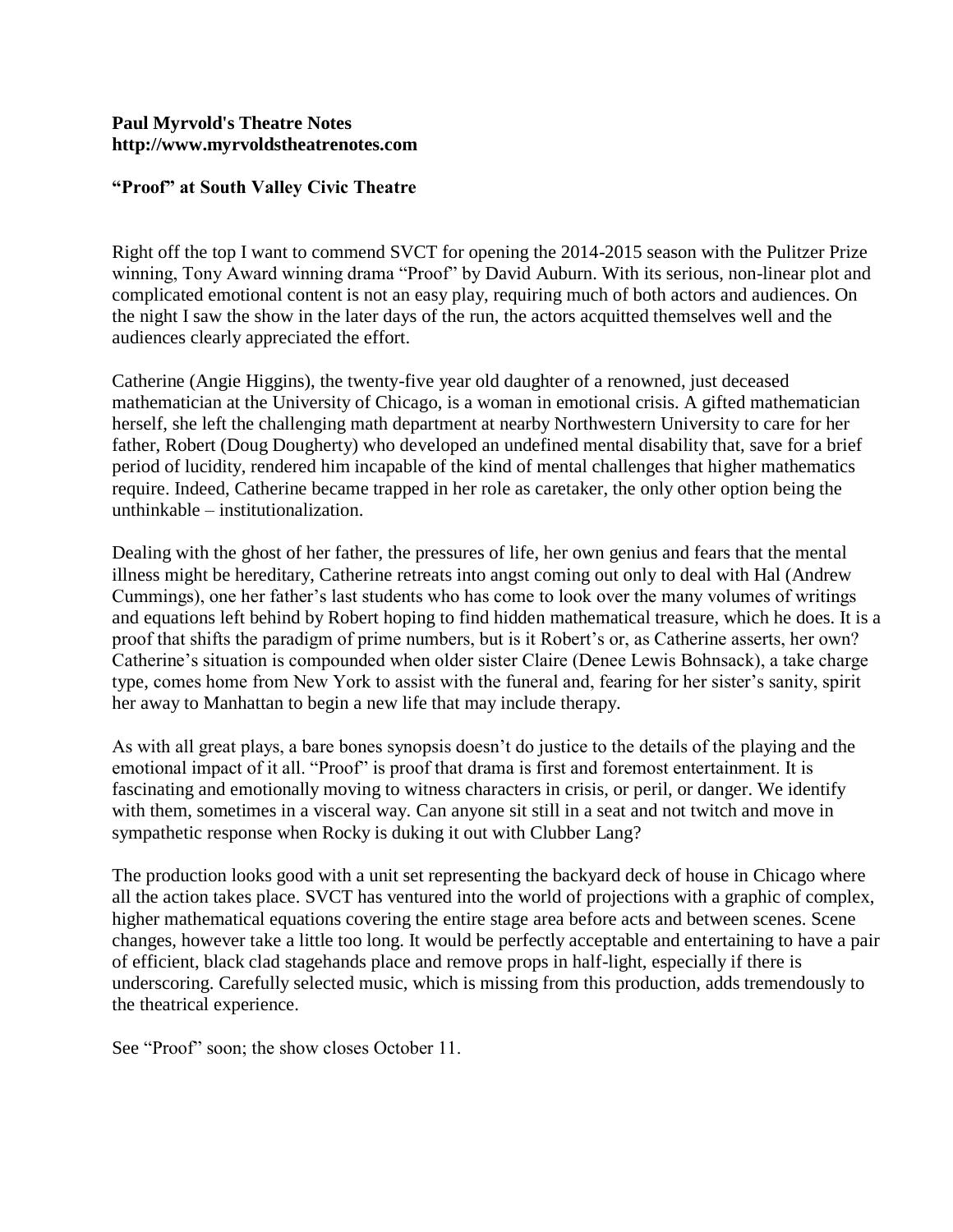**Paul Myrvold's Theatre Notes**
**http://www.myrvoldstheatrenotes.com**

**"Proof" at South Valley Civic Theatre**

Right off the top I want to commend SVCT for opening the 2014-2015 season with the Pulitzer Prize winning, Tony Award winning drama "Proof" by David Auburn. With its serious, non-linear plot and complicated emotional content is not an easy play, requiring much of both actors and audiences. On the night I saw the show in the later days of the run, the actors acquitted themselves well and the audiences clearly appreciated the effort.

Catherine (Angie Higgins), the twenty-five year old daughter of a renowned, just deceased mathematician at the University of Chicago, is a woman in emotional crisis. A gifted mathematician herself, she left the challenging math department at nearby Northwestern University to care for her father, Robert (Doug Dougherty) who developed an undefined mental disability that, save for a brief period of lucidity, rendered him incapable of the kind of mental challenges that higher mathematics require. Indeed, Catherine became trapped in her role as caretaker, the only other option being the unthinkable – institutionalization.

Dealing with the ghost of her father, the pressures of life, her own genius and fears that the mental illness might be hereditary, Catherine retreats into angst coming out only to deal with Hal (Andrew Cummings), one her father's last students who has come to look over the many volumes of writings and equations left behind by Robert hoping to find hidden mathematical treasure, which he does. It is a proof that shifts the paradigm of prime numbers, but is it Robert's or, as Catherine asserts, her own? Catherine's situation is compounded when older sister Claire (Denee Lewis Bohnsack), a take charge type, comes home from New York to assist with the funeral and, fearing for her sister's sanity, spirit her away to Manhattan to begin a new life that may include therapy.

As with all great plays, a bare bones synopsis doesn't do justice to the details of the playing and the emotional impact of it all. "Proof" is proof that drama is first and foremost entertainment. It is fascinating and emotionally moving to witness characters in crisis, or peril, or danger. We identify with them, sometimes in a visceral way. Can anyone sit still in a seat and not twitch and move in sympathetic response when Rocky is duking it out with Clubber Lang?

The production looks good with a unit set representing the backyard deck of house in Chicago where all the action takes place. SVCT has ventured into the world of projections with a graphic of complex, higher mathematical equations covering the entire stage area before acts and between scenes. Scene changes, however take a little too long. It would be perfectly acceptable and entertaining to have a pair of efficient, black clad stagehands place and remove props in half-light, especially if there is underscoring. Carefully selected music, which is missing from this production, adds tremendously to the theatrical experience.

See "Proof" soon; the show closes October 11.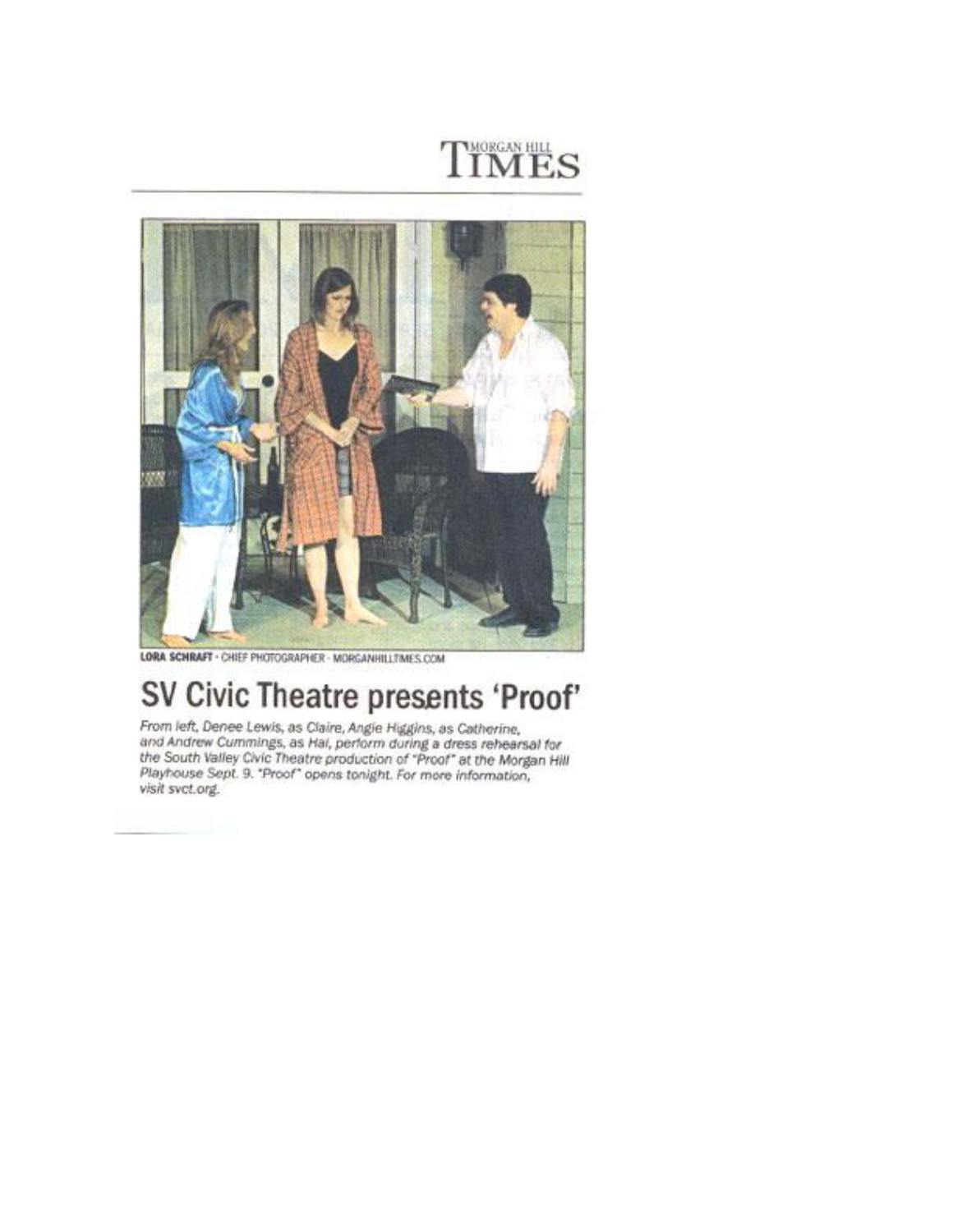MORGAN HILL TIMES

LORA SCHRAFT · CHIEF PHOTOGRAPHER · MORGANHILLTIMES.COM

# SV Civic Theatre presents 'Proof'

From left, Denee Lewis, as Claire, Angie Higgins, as Catherine, and Andrew Cummings, as Hal, perform during a dress rehearsal for the South Valley Civic Theatre production of "Proof" at the Morgan Hill Playhouse Sept. 9. "Proof" opens tonight. For more information, visit svct.org.